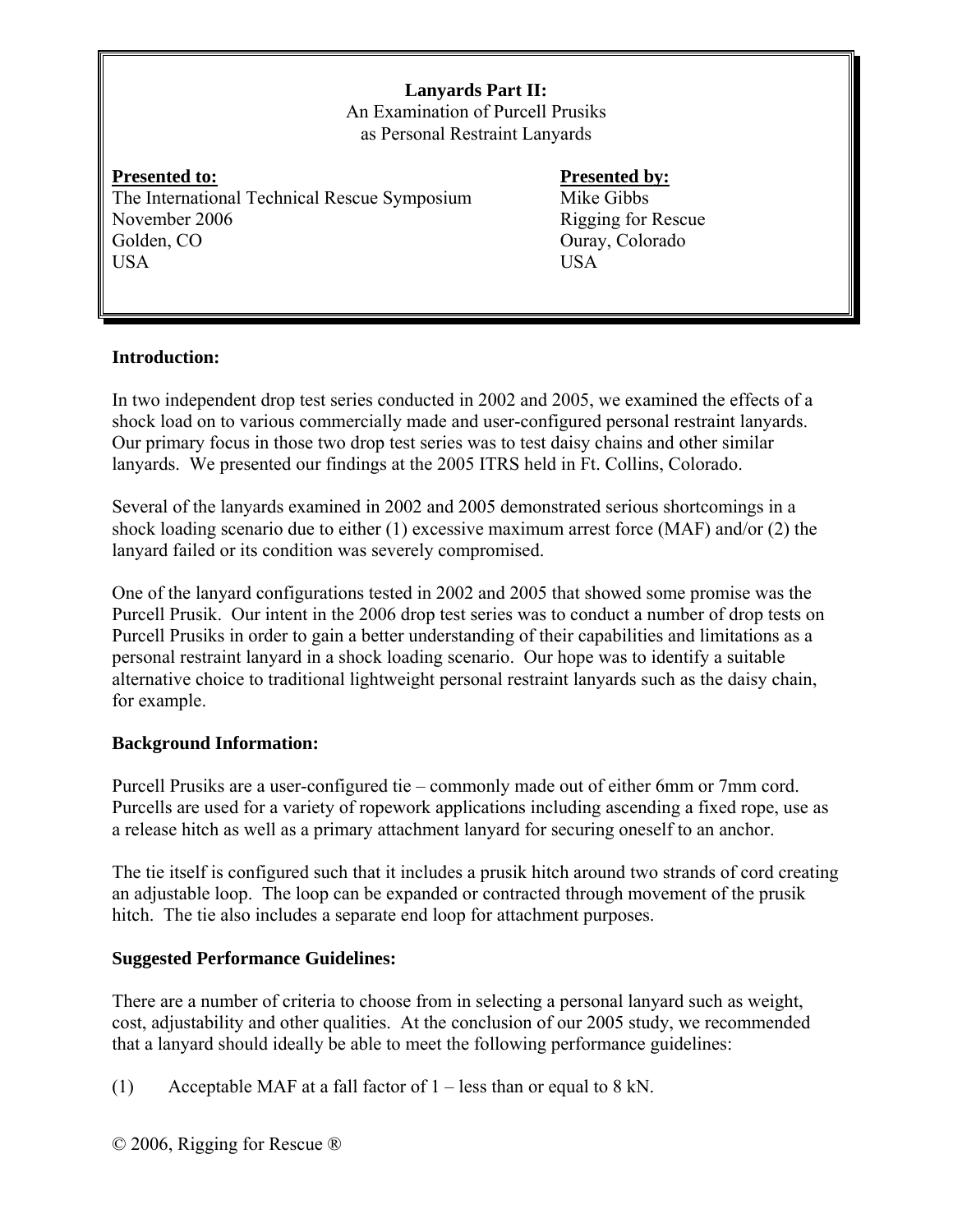**Lanyards Part II:**
An Examination of Purcell Prusiks
as Personal Restraint Lanyards

**Presented to:**
The International Technical Rescue Symposium
November 2006
Golden, CO
USA

**Presented by:**
Mike Gibbs
Rigging for Rescue
Ouray, Colorado
USA

## Introduction:

In two independent drop test series conducted in 2002 and 2005, we examined the effects of a shock load on to various commercially made and user-configured personal restraint lanyards. Our primary focus in those two drop test series was to test daisy chains and other similar lanyards. We presented our findings at the 2005 ITRS held in Ft. Collins, Colorado.

Several of the lanyards examined in 2002 and 2005 demonstrated serious shortcomings in a shock loading scenario due to either (1) excessive maximum arrest force (MAF) and/or (2) the lanyard failed or its condition was severely compromised.

One of the lanyard configurations tested in 2002 and 2005 that showed some promise was the Purcell Prusik. Our intent in the 2006 drop test series was to conduct a number of drop tests on Purcell Prusiks in order to gain a better understanding of their capabilities and limitations as a personal restraint lanyard in a shock loading scenario. Our hope was to identify a suitable alternative choice to traditional lightweight personal restraint lanyards such as the daisy chain, for example.

## Background Information:

Purcell Prusiks are a user-configured tie – commonly made out of either 6mm or 7mm cord. Purcells are used for a variety of ropework applications including ascending a fixed rope, use as a release hitch as well as a primary attachment lanyard for securing oneself to an anchor.

The tie itself is configured such that it includes a prusik hitch around two strands of cord creating an adjustable loop. The loop can be expanded or contracted through movement of the prusik hitch. The tie also includes a separate end loop for attachment purposes.

## Suggested Performance Guidelines:

There are a number of criteria to choose from in selecting a personal lanyard such as weight, cost, adjustability and other qualities. At the conclusion of our 2005 study, we recommended that a lanyard should ideally be able to meet the following performance guidelines:

(1) Acceptable MAF at a fall factor of 1 – less than or equal to 8 kN.

© 2006, Rigging for Rescue ®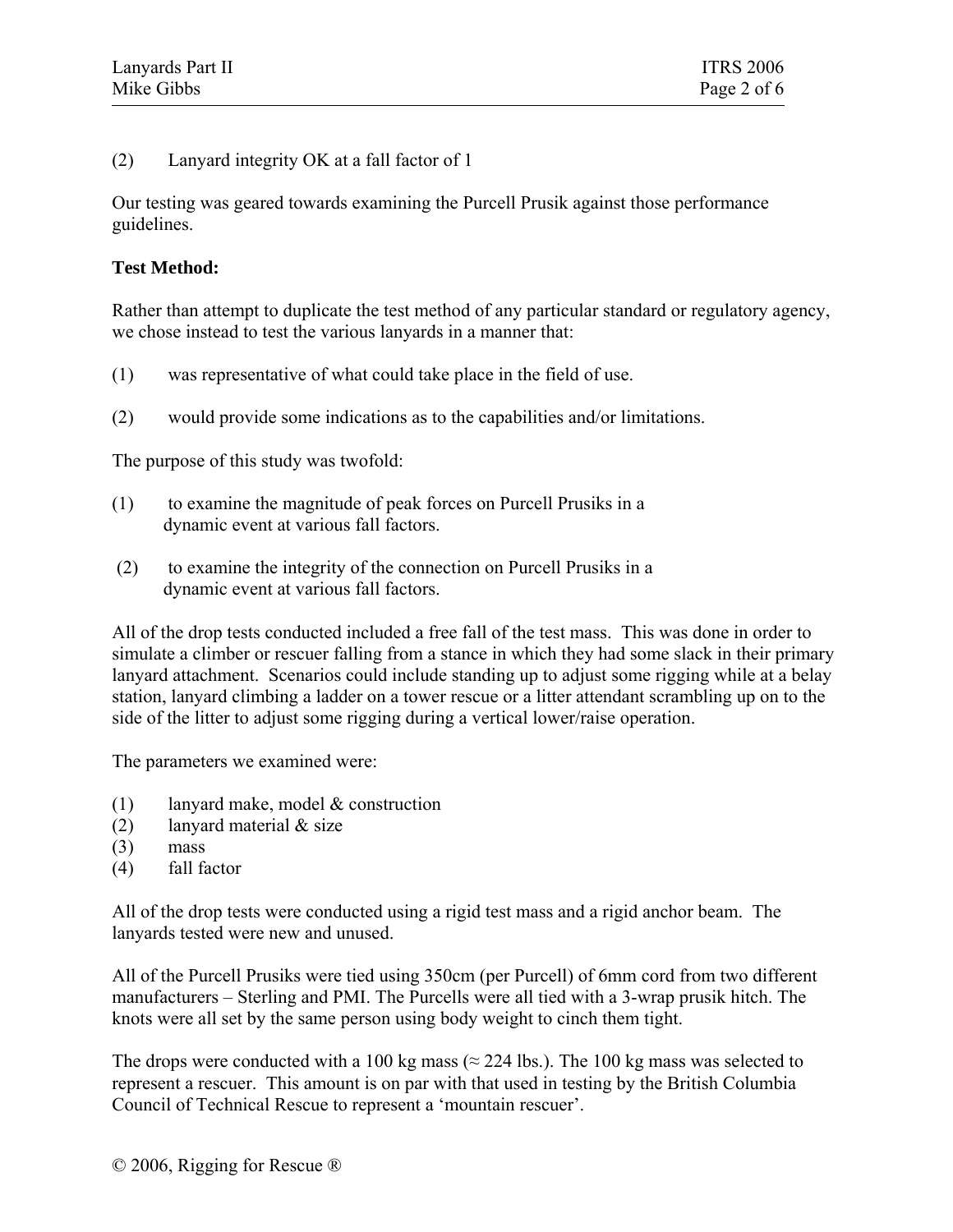(2) Lanyard integrity OK at a fall factor of 1

Our testing was geared towards examining the Purcell Prusik against those performance guidelines.

**Test Method:**

Rather than attempt to duplicate the test method of any particular standard or regulatory agency, we chose instead to test the various lanyards in a manner that:

(1) was representative of what could take place in the field of use.

(2) would provide some indications as to the capabilities and/or limitations.

The purpose of this study was twofold:

(1) to examine the magnitude of peak forces on Purcell Prusiks in a dynamic event at various fall factors.

(2) to examine the integrity of the connection on Purcell Prusiks in a dynamic event at various fall factors.

All of the drop tests conducted included a free fall of the test mass. This was done in order to simulate a climber or rescuer falling from a stance in which they had some slack in their primary lanyard attachment. Scenarios could include standing up to adjust some rigging while at a belay station, lanyard climbing a ladder on a tower rescue or a litter attendant scrambling up on to the side of the litter to adjust some rigging during a vertical lower/raise operation.

The parameters we examined were:

(1) lanyard make, model & construction
(2) lanyard material & size
(3) mass
(4) fall factor

All of the drop tests were conducted using a rigid test mass and a rigid anchor beam. The lanyards tested were new and unused.

All of the Purcell Prusiks were tied using 350cm (per Purcell) of 6mm cord from two different manufacturers – Sterling and PMI. The Purcells were all tied with a 3-wrap prusik hitch. The knots were all set by the same person using body weight to cinch them tight.

The drops were conducted with a 100 kg mass (≈ 224 lbs.). The 100 kg mass was selected to represent a rescuer. This amount is on par with that used in testing by the British Columbia Council of Technical Rescue to represent a 'mountain rescuer'.

© 2006, Rigging for Rescue ®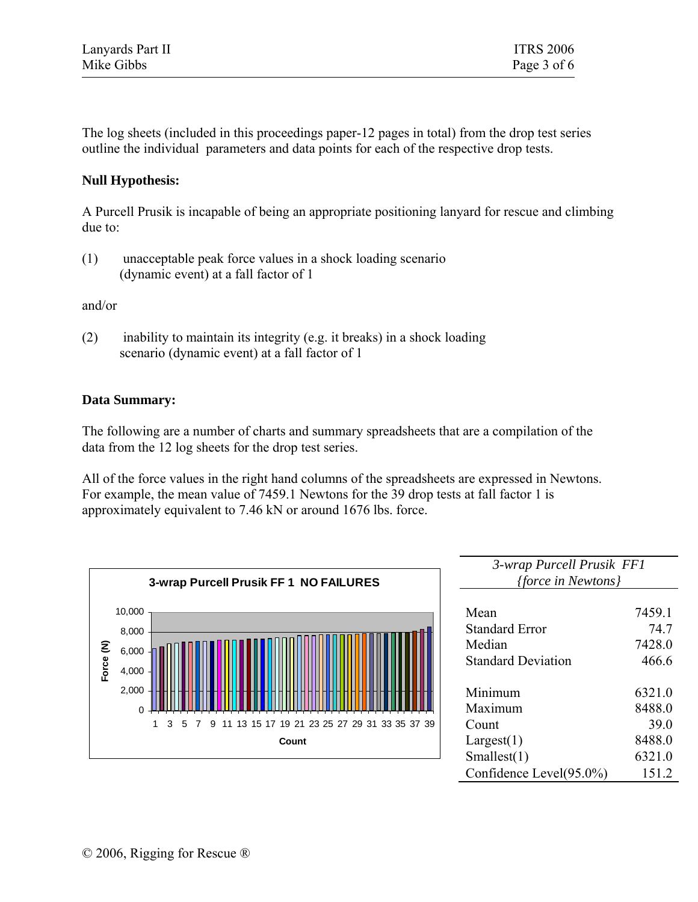The log sheets (included in this proceedings paper-12 pages in total) from the drop test series outline the individual parameters and data points for each of the respective drop tests.

**Null Hypothesis:**

A Purcell Prusik is incapable of being an appropriate positioning lanyard for rescue and climbing due to:

(1) unacceptable peak force values in a shock loading scenario (dynamic event) at a fall factor of 1

and/or

(2) inability to maintain its integrity (e.g. it breaks) in a shock loading scenario (dynamic event) at a fall factor of 1

**Data Summary:**

The following are a number of charts and summary spreadsheets that are a compilation of the data from the 12 log sheets for the drop test series.

All of the force values in the right hand columns of the spreadsheets are expressed in Newtons. For example, the mean value of 7459.1 Newtons for the 39 drop tests at fall factor 1 is approximately equivalent to 7.46 kN or around 1676 lbs. force.

**3-wrap Purcell Prusik FF 1 NO FAILURES**

| *3-wrap Purcell Prusik FF1 {force in Newtons}* | |
|---|---|
| Mean | 7459.1 |
| Standard Error | 74.7 |
| Median | 7428.0 |
| Standard Deviation | 466.6 |
| | |
| Minimum | 6321.0 |
| Maximum | 8488.0 |
| Count | 39.0 |
| Largest(1) | 8488.0 |
| Smallest(1) | 6321.0 |
| Confidence Level(95.0%) | 151.2 |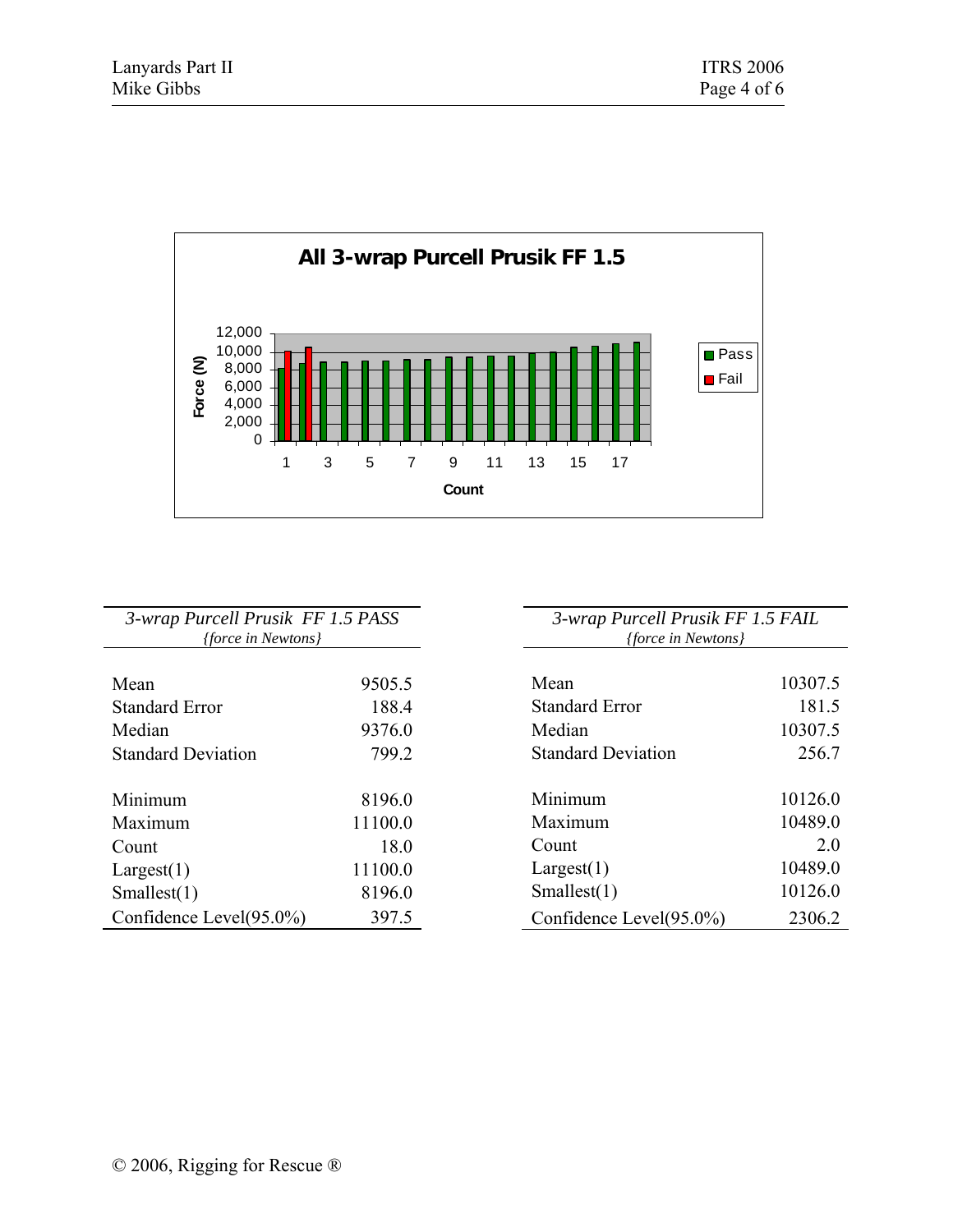**All 3-wrap Purcell Prusik FF 1.5**

| *3-wrap Purcell Prusik FF 1.5 PASS* *{force in Newtons}* | |
|---|---|
| Mean | 9505.5 |
| Standard Error | 188.4 |
| Median | 9376.0 |
| Standard Deviation | 799.2 |
| Minimum | 8196.0 |
| Maximum | 11100.0 |
| Count | 18.0 |
| Largest(1) | 11100.0 |
| Smallest(1) | 8196.0 |
| Confidence Level(95.0%) | 397.5 |

| *3-wrap Purcell Prusik FF 1.5 FAIL* *{force in Newtons}* | |
|---|---|
| Mean | 10307.5 |
| Standard Error | 181.5 |
| Median | 10307.5 |
| Standard Deviation | 256.7 |
| Minimum | 10126.0 |
| Maximum | 10489.0 |
| Count | 2.0 |
| Largest(1) | 10489.0 |
| Smallest(1) | 10126.0 |
| Confidence Level(95.0%) | 2306.2 |

© 2006, Rigging for Rescue ®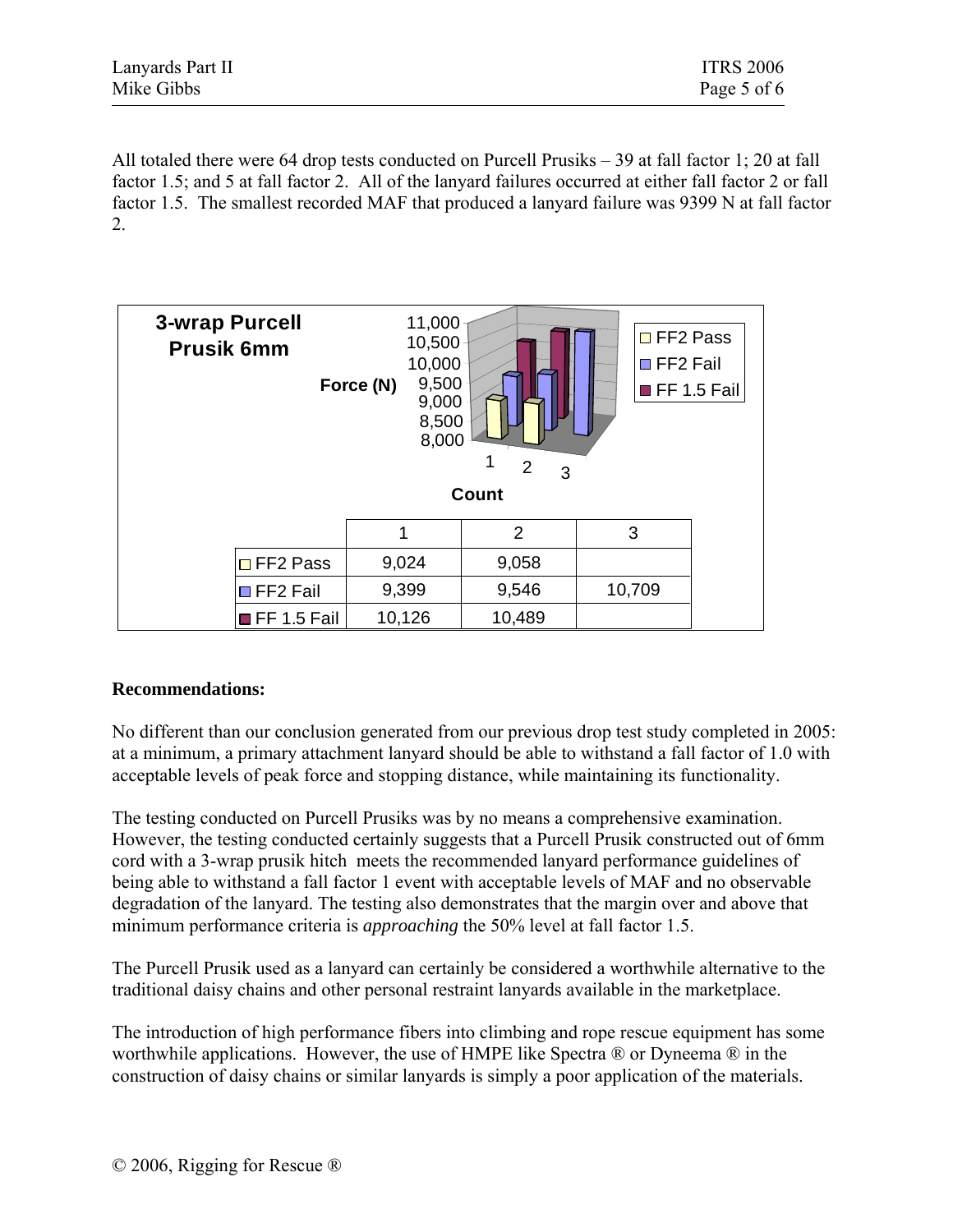All totaled there were 64 drop tests conducted on Purcell Prusiks – 39 at fall factor 1; 20 at fall factor 1.5; and 5 at fall factor 2. All of the lanyard failures occurred at either fall factor 2 or fall factor 1.5. The smallest recorded MAF that produced a lanyard failure was 9399 N at fall factor 2.

**3-wrap Purcell Prusik 6mm**

| | 1 | 2 | 3 |
|---|---|---|---|
| FF2 Pass | 9,024 | 9,058 | |
| FF2 Fail | 9,399 | 9,546 | 10,709 |
| FF 1.5 Fail | 10,126 | 10,489 | |

### Recommendations:

No different than our conclusion generated from our previous drop test study completed in 2005: at a minimum, a primary attachment lanyard should be able to withstand a fall factor of 1.0 with acceptable levels of peak force and stopping distance, while maintaining its functionality.

The testing conducted on Purcell Prusiks was by no means a comprehensive examination. However, the testing conducted certainly suggests that a Purcell Prusik constructed out of 6mm cord with a 3-wrap prusik hitch meets the recommended lanyard performance guidelines of being able to withstand a fall factor 1 event with acceptable levels of MAF and no observable degradation of the lanyard. The testing also demonstrates that the margin over and above that minimum performance criteria is *approaching* the 50% level at fall factor 1.5.

The Purcell Prusik used as a lanyard can certainly be considered a worthwhile alternative to the traditional daisy chains and other personal restraint lanyards available in the marketplace.

The introduction of high performance fibers into climbing and rope rescue equipment has some worthwhile applications. However, the use of HMPE like Spectra ® or Dyneema ® in the construction of daisy chains or similar lanyards is simply a poor application of the materials.

© 2006, Rigging for Rescue ®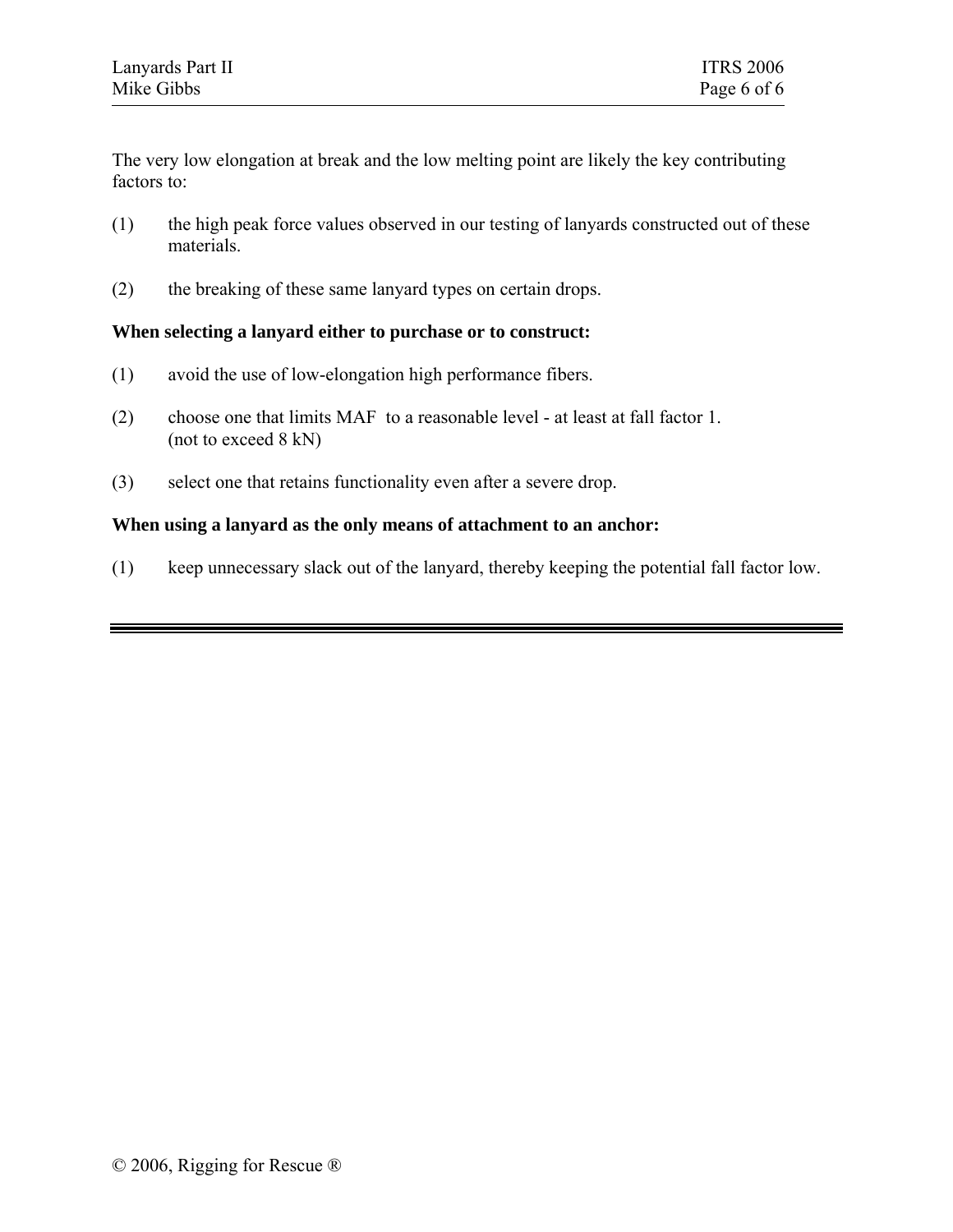The very low elongation at break and the low melting point are likely the key contributing factors to:

(1) the high peak force values observed in our testing of lanyards constructed out of these materials.

(2) the breaking of these same lanyard types on certain drops.

**When selecting a lanyard either to purchase or to construct:**

(1) avoid the use of low-elongation high performance fibers.

(2) choose one that limits MAF to a reasonable level - at least at fall factor 1. (not to exceed 8 kN)

(3) select one that retains functionality even after a severe drop.

**When using a lanyard as the only means of attachment to an anchor:**

(1) keep unnecessary slack out of the lanyard, thereby keeping the potential fall factor low.

© 2006, Rigging for Rescue ®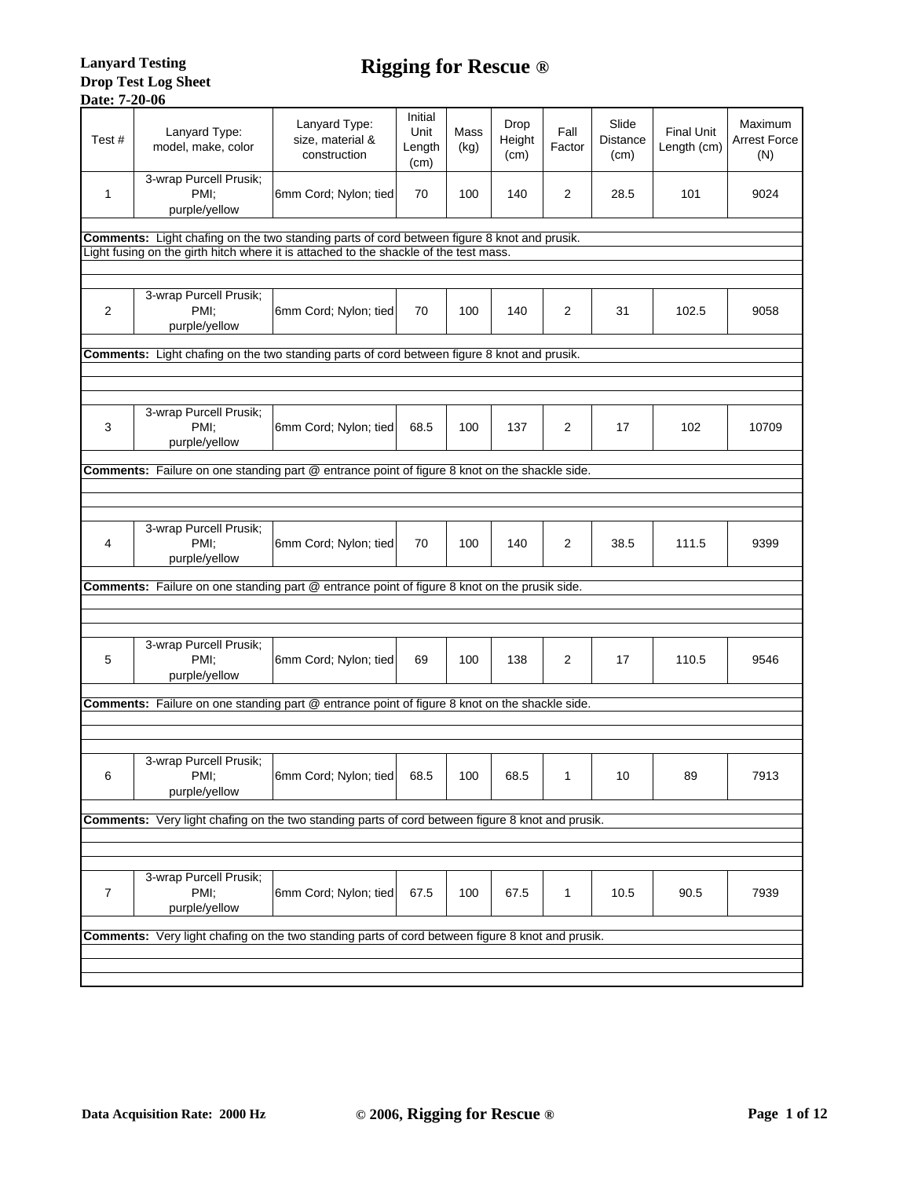**Lanyard Testing**
**Drop Test Log Sheet**
**Date: 7-20-06**

# Rigging for Rescue ®

| Test # | Lanyard Type: model, make, color | Lanyard Type: size, material & construction | Initial Unit Length (cm) | Mass (kg) | Drop Height (cm) | Fall Factor | Slide Distance (cm) | Final Unit Length (cm) | Maximum Arrest Force (N) |
|---|---|---|---|---|---|---|---|---|---|
| 1 | 3-wrap Purcell Prusik; PMI; purple/yellow | 6mm Cord; Nylon; tied | 70 | 100 | 140 | 2 | 28.5 | 101 | 9024 |
| **Comments:** Light chafing on the two standing parts of cord between figure 8 knot and prusik. Light fusing on the girth hitch where it is attached to the shackle of the test mass. | | | | | | | | | |
| 2 | 3-wrap Purcell Prusik; PMI; purple/yellow | 6mm Cord; Nylon; tied | 70 | 100 | 140 | 2 | 31 | 102.5 | 9058 |
| **Comments:** Light chafing on the two standing parts of cord between figure 8 knot and prusik. | | | | | | | | | |
| 3 | 3-wrap Purcell Prusik; PMI; purple/yellow | 6mm Cord; Nylon; tied | 68.5 | 100 | 137 | 2 | 17 | 102 | 10709 |
| **Comments:** Failure on one standing part @ entrance point of figure 8 knot on the shackle side. | | | | | | | | | |
| 4 | 3-wrap Purcell Prusik; PMI; purple/yellow | 6mm Cord; Nylon; tied | 70 | 100 | 140 | 2 | 38.5 | 111.5 | 9399 |
| **Comments:** Failure on one standing part @ entrance point of figure 8 knot on the prusik side. | | | | | | | | | |
| 5 | 3-wrap Purcell Prusik; PMI; purple/yellow | 6mm Cord; Nylon; tied | 69 | 100 | 138 | 2 | 17 | 110.5 | 9546 |
| **Comments:** Failure on one standing part @ entrance point of figure 8 knot on the shackle side. | | | | | | | | | |
| 6 | 3-wrap Purcell Prusik; PMI; purple/yellow | 6mm Cord; Nylon; tied | 68.5 | 100 | 68.5 | 1 | 10 | 89 | 7913 |
| **Comments:** Very light chafing on the two standing parts of cord between figure 8 knot and prusik. | | | | | | | | | |
| 7 | 3-wrap Purcell Prusik; PMI; purple/yellow | 6mm Cord; Nylon; tied | 67.5 | 100 | 67.5 | 1 | 10.5 | 90.5 | 7939 |
| **Comments:** Very light chafing on the two standing parts of cord between figure 8 knot and prusik. | | | | | | | | | |

**Data Acquisition Rate: 2000 Hz**

© 2006, **Rigging for Rescue ®**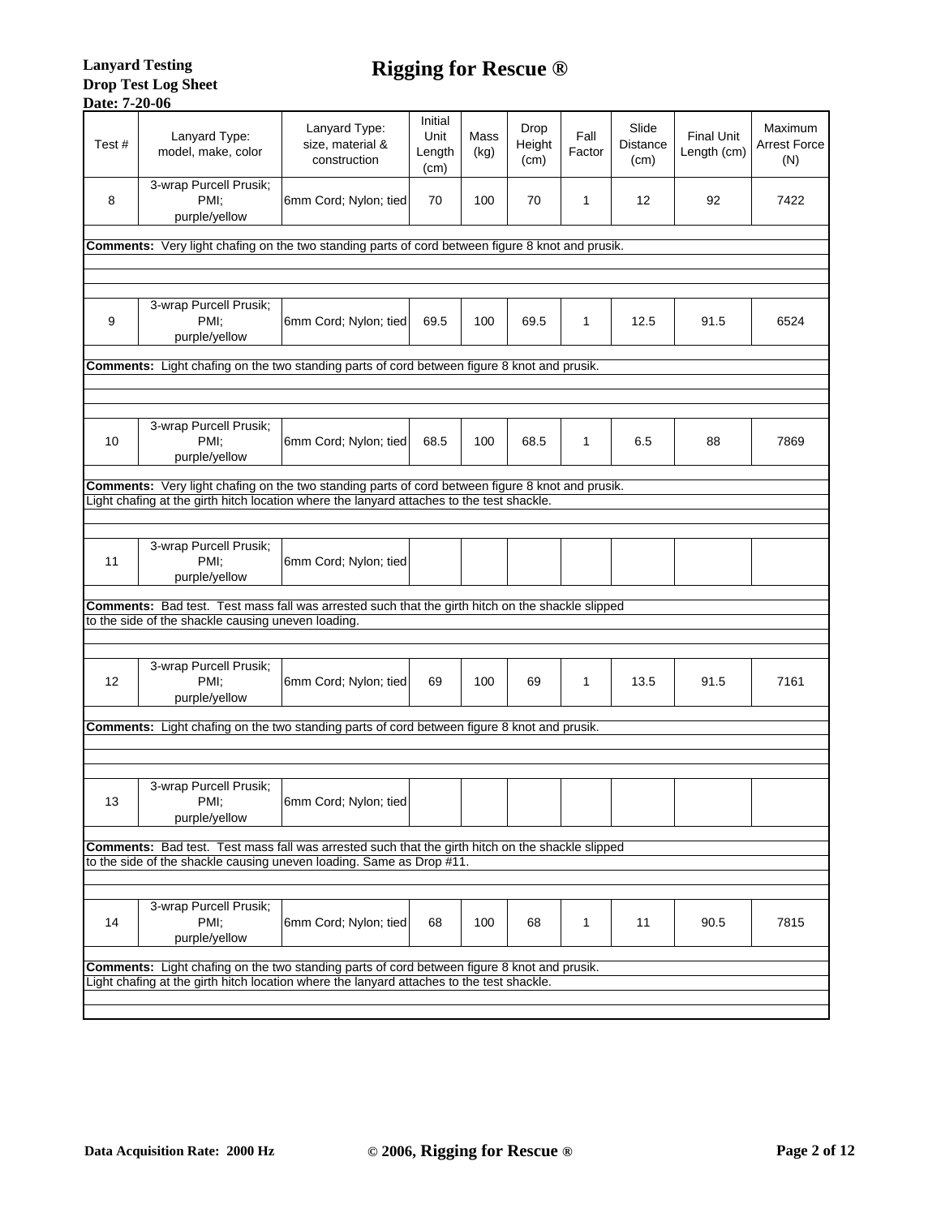**Lanyard Testing**
**Drop Test Log Sheet**
**Date: 7-20-06**

# Rigging for Rescue ®

| Test # | Lanyard Type: model, make, color | Lanyard Type: size, material & construction | Initial Unit Length (cm) | Mass (kg) | Drop Height (cm) | Fall Factor | Slide Distance (cm) | Final Unit Length (cm) | Maximum Arrest Force (N) |
|---|---|---|---|---|---|---|---|---|---|
| 8 | 3-wrap Purcell Prusik; PMI; purple/yellow | 6mm Cord; Nylon; tied | 70 | 100 | 70 | 1 | 12 | 92 | 7422 |
| **Comments:** Very light chafing on the two standing parts of cord between figure 8 knot and prusik. | | | | | | | | | |
| 9 | 3-wrap Purcell Prusik; PMI; purple/yellow | 6mm Cord; Nylon; tied | 69.5 | 100 | 69.5 | 1 | 12.5 | 91.5 | 6524 |
| **Comments:** Light chafing on the two standing parts of cord between figure 8 knot and prusik. | | | | | | | | | |
| 10 | 3-wrap Purcell Prusik; PMI; purple/yellow | 6mm Cord; Nylon; tied | 68.5 | 100 | 68.5 | 1 | 6.5 | 88 | 7869 |
| **Comments:** Very light chafing on the two standing parts of cord between figure 8 knot and prusik. Light chafing at the girth hitch location where the lanyard attaches to the test shackle. | | | | | | | | | |
| 11 | 3-wrap Purcell Prusik; PMI; purple/yellow | 6mm Cord; Nylon; tied | | | | | | | |
| **Comments:** Bad test. Test mass fall was arrested such that the girth hitch on the shackle slipped to the side of the shackle causing uneven loading. | | | | | | | | | |
| 12 | 3-wrap Purcell Prusik; PMI; purple/yellow | 6mm Cord; Nylon; tied | 69 | 100 | 69 | 1 | 13.5 | 91.5 | 7161 |
| **Comments:** Light chafing on the two standing parts of cord between figure 8 knot and prusik. | | | | | | | | | |
| 13 | 3-wrap Purcell Prusik; PMI; purple/yellow | 6mm Cord; Nylon; tied | | | | | | | |
| **Comments:** Bad test. Test mass fall was arrested such that the girth hitch on the shackle slipped to the side of the shackle causing uneven loading. Same as Drop #11. | | | | | | | | | |
| 14 | 3-wrap Purcell Prusik; PMI; purple/yellow | 6mm Cord; Nylon; tied | 68 | 100 | 68 | 1 | 11 | 90.5 | 7815 |
| **Comments:** Light chafing on the two standing parts of cord between figure 8 knot and prusik. Light chafing at the girth hitch location where the lanyard attaches to the test shackle. | | | | | | | | | |

**Data Acquisition Rate: 2000 Hz**

© 2006, **Rigging for Rescue ®**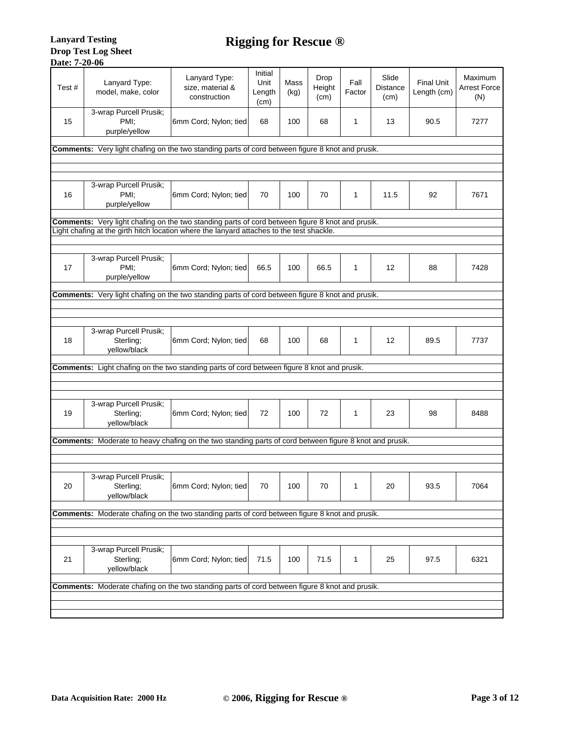**Lanyard Testing**
**Drop Test Log Sheet**
**Date: 7-20-06**

# Rigging for Rescue ®

| Test # | Lanyard Type: model, make, color | Lanyard Type: size, material & construction | Initial Unit Length (cm) | Mass (kg) | Drop Height (cm) | Fall Factor | Slide Distance (cm) | Final Unit Length (cm) | Maximum Arrest Force (N) |
|---|---|---|---|---|---|---|---|---|---|
| 15 | 3-wrap Purcell Prusik; PMI; purple/yellow | 6mm Cord; Nylon; tied | 68 | 100 | 68 | 1 | 13 | 90.5 | 7277 |
| **Comments:** Very light chafing on the two standing parts of cord between figure 8 knot and prusik. | | | | | | | | | |
| 16 | 3-wrap Purcell Prusik; PMI; purple/yellow | 6mm Cord; Nylon; tied | 70 | 100 | 70 | 1 | 11.5 | 92 | 7671 |
| **Comments:** Very light chafing on the two standing parts of cord between figure 8 knot and prusik. Light chafing at the girth hitch location where the lanyard attaches to the test shackle. | | | | | | | | | |
| 17 | 3-wrap Purcell Prusik; PMI; purple/yellow | 6mm Cord; Nylon; tied | 66.5 | 100 | 66.5 | 1 | 12 | 88 | 7428 |
| **Comments:** Very light chafing on the two standing parts of cord between figure 8 knot and prusik. | | | | | | | | | |
| 18 | 3-wrap Purcell Prusik; Sterling; yellow/black | 6mm Cord; Nylon; tied | 68 | 100 | 68 | 1 | 12 | 89.5 | 7737 |
| **Comments:** Light chafing on the two standing parts of cord between figure 8 knot and prusik. | | | | | | | | | |
| 19 | 3-wrap Purcell Prusik; Sterling; yellow/black | 6mm Cord; Nylon; tied | 72 | 100 | 72 | 1 | 23 | 98 | 8488 |
| **Comments:** Moderate to heavy chafing on the two standing parts of cord between figure 8 knot and prusik. | | | | | | | | | |
| 20 | 3-wrap Purcell Prusik; Sterling; yellow/black | 6mm Cord; Nylon; tied | 70 | 100 | 70 | 1 | 20 | 93.5 | 7064 |
| **Comments:** Moderate chafing on the two standing parts of cord between figure 8 knot and prusik. | | | | | | | | | |
| 21 | 3-wrap Purcell Prusik; Sterling; yellow/black | 6mm Cord; Nylon; tied | 71.5 | 100 | 71.5 | 1 | 25 | 97.5 | 6321 |
| **Comments:** Moderate chafing on the two standing parts of cord between figure 8 knot and prusik. | | | | | | | | | |

**Data Acquisition Rate: 2000 Hz**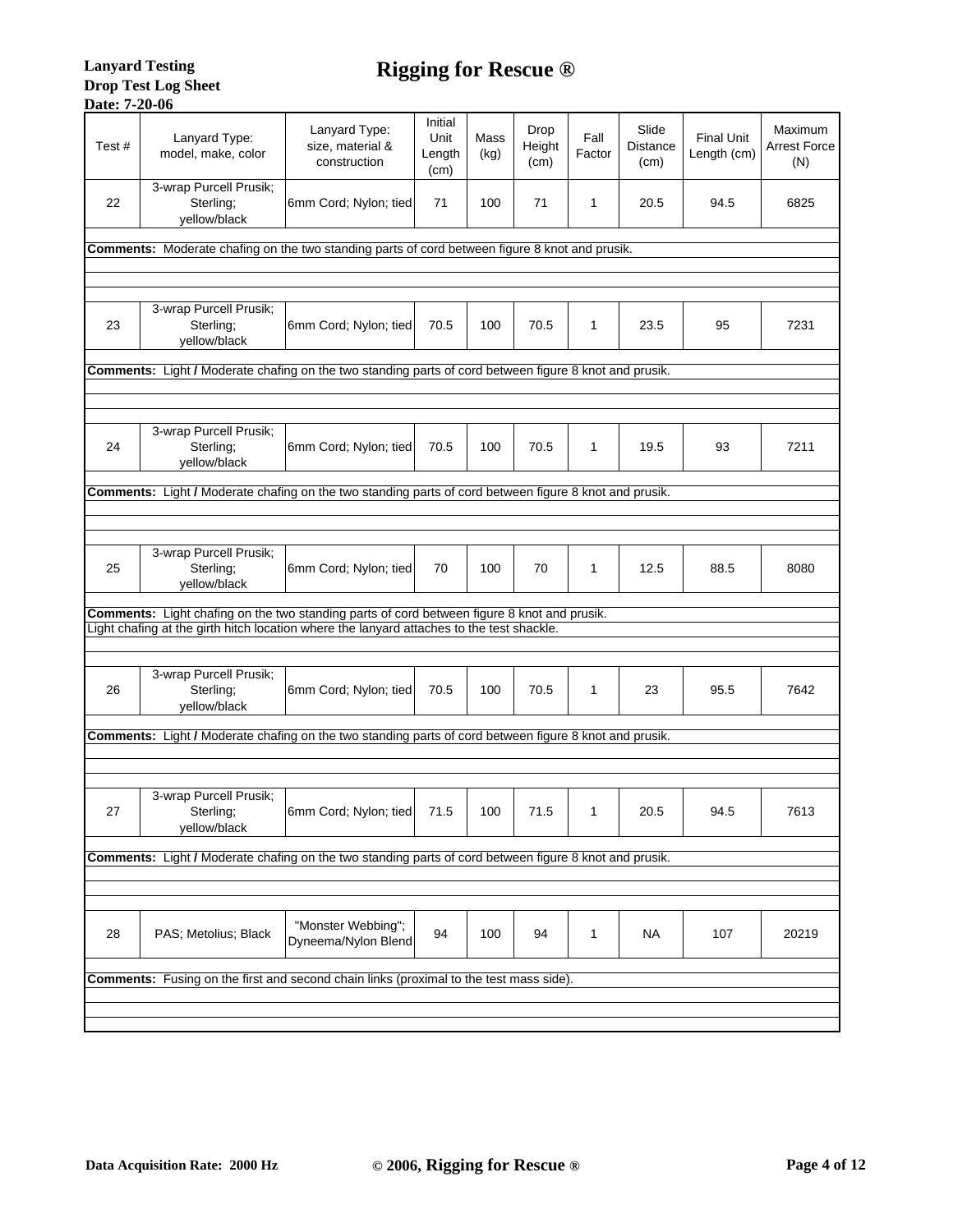**Lanyard Testing**
**Drop Test Log Sheet**
**Date: 7-20-06**

# Rigging for Rescue ®

| Test # | Lanyard Type: model, make, color | Lanyard Type: size, material & construction | Initial Unit Length (cm) | Mass (kg) | Drop Height (cm) | Fall Factor | Slide Distance (cm) | Final Unit Length (cm) | Maximum Arrest Force (N) |
|---|---|---|---|---|---|---|---|---|---|
| 22 | 3-wrap Purcell Prusik; Sterling; yellow/black | 6mm Cord; Nylon; tied | 71 | 100 | 71 | 1 | 20.5 | 94.5 | 6825 |
| **Comments:** Moderate chafing on the two standing parts of cord between figure 8 knot and prusik. | | | | | | | | | |
| 23 | 3-wrap Purcell Prusik; Sterling; yellow/black | 6mm Cord; Nylon; tied | 70.5 | 100 | 70.5 | 1 | 23.5 | 95 | 7231 |
| **Comments:** Light / Moderate chafing on the two standing parts of cord between figure 8 knot and prusik. | | | | | | | | | |
| 24 | 3-wrap Purcell Prusik; Sterling; yellow/black | 6mm Cord; Nylon; tied | 70.5 | 100 | 70.5 | 1 | 19.5 | 93 | 7211 |
| **Comments:** Light / Moderate chafing on the two standing parts of cord between figure 8 knot and prusik. | | | | | | | | | |
| 25 | 3-wrap Purcell Prusik; Sterling; yellow/black | 6mm Cord; Nylon; tied | 70 | 100 | 70 | 1 | 12.5 | 88.5 | 8080 |
| **Comments:** Light chafing on the two standing parts of cord between figure 8 knot and prusik. Light chafing at the girth hitch location where the lanyard attaches to the test shackle. | | | | | | | | | |
| 26 | 3-wrap Purcell Prusik; Sterling; yellow/black | 6mm Cord; Nylon; tied | 70.5 | 100 | 70.5 | 1 | 23 | 95.5 | 7642 |
| **Comments:** Light / Moderate chafing on the two standing parts of cord between figure 8 knot and prusik. | | | | | | | | | |
| 27 | 3-wrap Purcell Prusik; Sterling; yellow/black | 6mm Cord; Nylon; tied | 71.5 | 100 | 71.5 | 1 | 20.5 | 94.5 | 7613 |
| **Comments:** Light / Moderate chafing on the two standing parts of cord between figure 8 knot and prusik. | | | | | | | | | |
| 28 | PAS; Metolius; Black | "Monster Webbing"; Dyneema/Nylon Blend | 94 | 100 | 94 | 1 | NA | 107 | 20219 |
| **Comments:** Fusing on the first and second chain links (proximal to the test mass side). | | | | | | | | | |

**Data Acquisition Rate: 2000 Hz**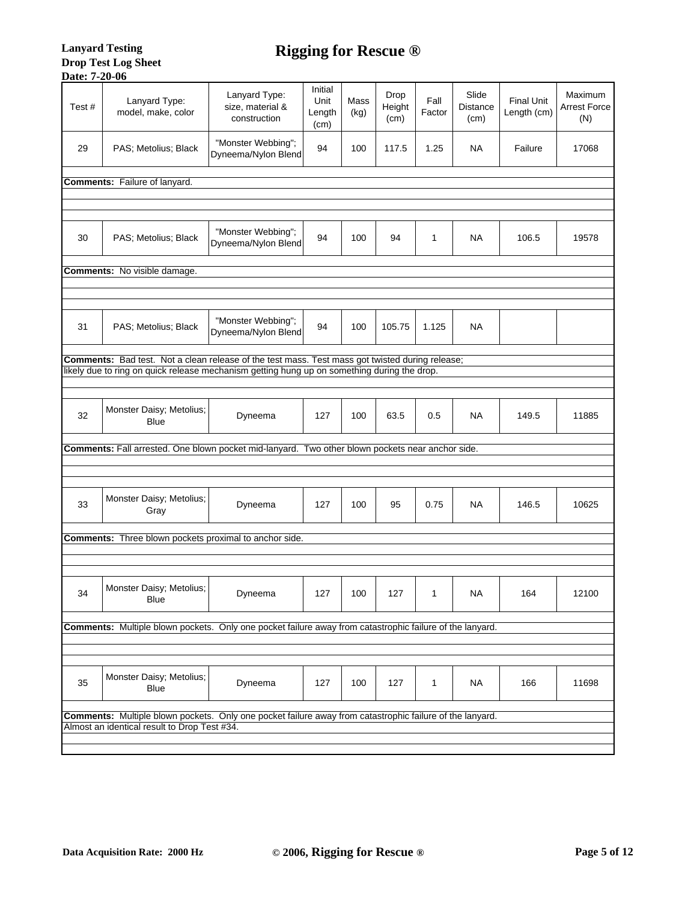**Lanyard Testing**
**Drop Test Log Sheet**
**Date: 7-20-06**

# Rigging for Rescue ®

| Test # | Lanyard Type: model, make, color | Lanyard Type: size, material & construction | Initial Unit Length (cm) | Mass (kg) | Drop Height (cm) | Fall Factor | Slide Distance (cm) | Final Unit Length (cm) | Maximum Arrest Force (N) |
|---|---|---|---|---|---|---|---|---|---|
| 29 | PAS; Metolius; Black | "Monster Webbing"; Dyneema/Nylon Blend | 94 | 100 | 117.5 | 1.25 | NA | Failure | 17068 |
| **Comments:** Failure of lanyard. | | | | | | | | | |
| 30 | PAS; Metolius; Black | "Monster Webbing"; Dyneema/Nylon Blend | 94 | 100 | 94 | 1 | NA | 106.5 | 19578 |
| **Comments:** No visible damage. | | | | | | | | | |
| 31 | PAS; Metolius; Black | "Monster Webbing"; Dyneema/Nylon Blend | 94 | 100 | 105.75 | 1.125 | NA | | |
| **Comments:** Bad test. Not a clean release of the test mass. Test mass got twisted during release; likely due to ring on quick release mechanism getting hung up on something during the drop. | | | | | | | | | |
| 32 | Monster Daisy; Metolius; Blue | Dyneema | 127 | 100 | 63.5 | 0.5 | NA | 149.5 | 11885 |
| **Comments:** Fall arrested. One blown pocket mid-lanyard. Two other blown pockets near anchor side. | | | | | | | | | |
| 33 | Monster Daisy; Metolius; Gray | Dyneema | 127 | 100 | 95 | 0.75 | NA | 146.5 | 10625 |
| **Comments:** Three blown pockets proximal to anchor side. | | | | | | | | | |
| 34 | Monster Daisy; Metolius; Blue | Dyneema | 127 | 100 | 127 | 1 | NA | 164 | 12100 |
| **Comments:** Multiple blown pockets. Only one pocket failure away from catastrophic failure of the lanyard. | | | | | | | | | |
| 35 | Monster Daisy; Metolius; Blue | Dyneema | 127 | 100 | 127 | 1 | NA | 166 | 11698 |
| **Comments:** Multiple blown pockets. Only one pocket failure away from catastrophic failure of the lanyard. Almost an identical result to Drop Test #34. | | | | | | | | | |

**Data Acquisition Rate: 2000 Hz**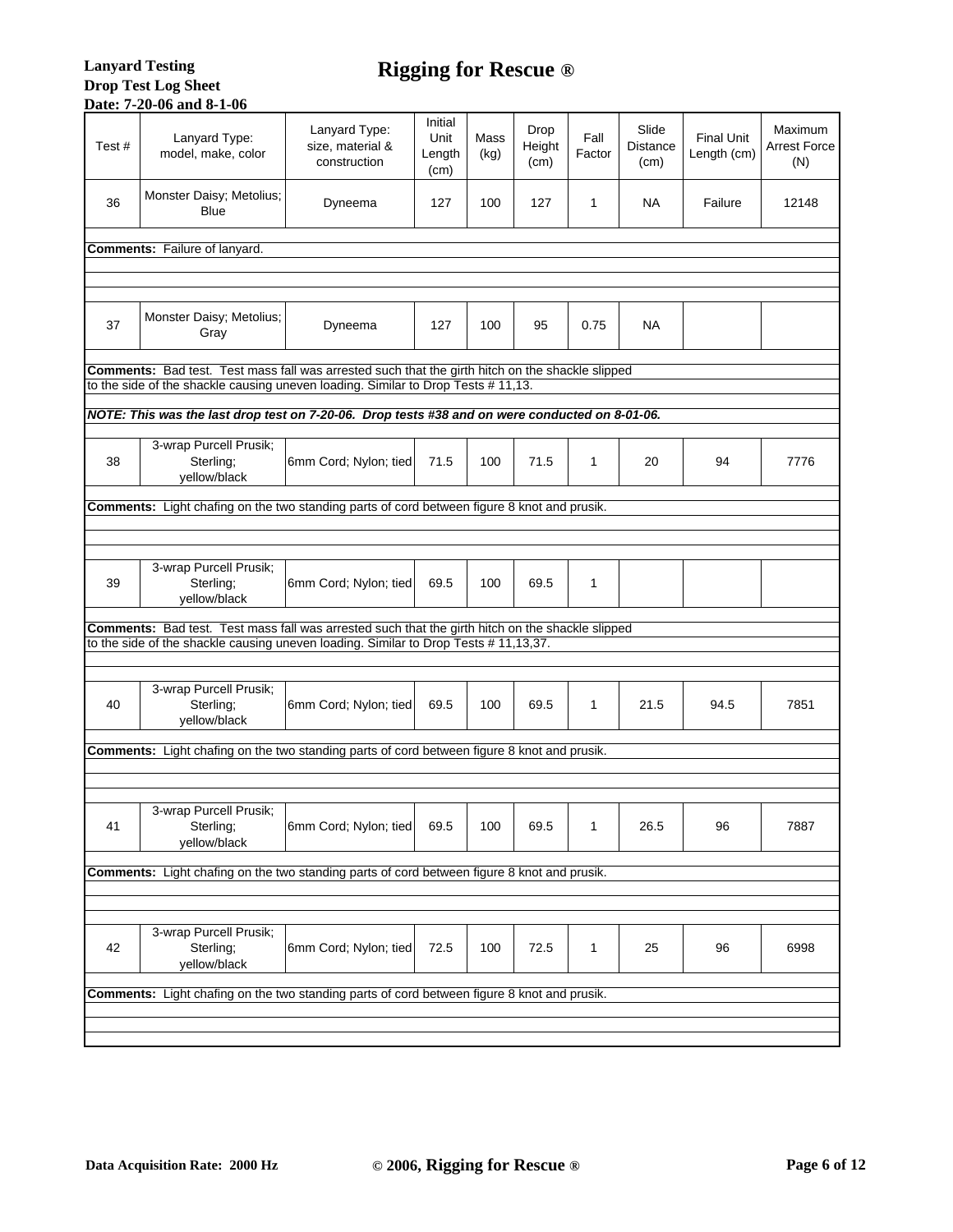**Lanyard Testing**
**Drop Test Log Sheet**
**Date: 7-20-06 and 8-1-06**

# Rigging for Rescue ®

| Test # | Lanyard Type: model, make, color | Lanyard Type: size, material & construction | Initial Unit Length (cm) | Mass (kg) | Drop Height (cm) | Fall Factor | Slide Distance (cm) | Final Unit Length (cm) | Maximum Arrest Force (N) |
|---|---|---|---|---|---|---|---|---|---|
| 36 | Monster Daisy; Metolius; Blue | Dyneema | 127 | 100 | 127 | 1 | NA | Failure | 12148 |
| **Comments:** Failure of lanyard. | | | | | | | | | |
| 37 | Monster Daisy; Metolius; Gray | Dyneema | 127 | 100 | 95 | 0.75 | NA | | |
| **Comments:** Bad test. Test mass fall was arrested such that the girth hitch on the shackle slipped to the side of the shackle causing uneven loading. Similar to Drop Tests # 11,13. | | | | | | | | | |
| ***NOTE: This was the last drop test on 7-20-06. Drop tests #38 and on were conducted on 8-01-06.*** | | | | | | | | | |
| 38 | 3-wrap Purcell Prusik; Sterling; yellow/black | 6mm Cord; Nylon; tied | 71.5 | 100 | 71.5 | 1 | 20 | 94 | 7776 |
| **Comments:** Light chafing on the two standing parts of cord between figure 8 knot and prusik. | | | | | | | | | |
| 39 | 3-wrap Purcell Prusik; Sterling; yellow/black | 6mm Cord; Nylon; tied | 69.5 | 100 | 69.5 | 1 | | | |
| **Comments:** Bad test. Test mass fall was arrested such that the girth hitch on the shackle slipped to the side of the shackle causing uneven loading. Similar to Drop Tests # 11,13,37. | | | | | | | | | |
| 40 | 3-wrap Purcell Prusik; Sterling; yellow/black | 6mm Cord; Nylon; tied | 69.5 | 100 | 69.5 | 1 | 21.5 | 94.5 | 7851 |
| **Comments:** Light chafing on the two standing parts of cord between figure 8 knot and prusik. | | | | | | | | | |
| 41 | 3-wrap Purcell Prusik; Sterling; yellow/black | 6mm Cord; Nylon; tied | 69.5 | 100 | 69.5 | 1 | 26.5 | 96 | 7887 |
| **Comments:** Light chafing on the two standing parts of cord between figure 8 knot and prusik. | | | | | | | | | |
| 42 | 3-wrap Purcell Prusik; Sterling; yellow/black | 6mm Cord; Nylon; tied | 72.5 | 100 | 72.5 | 1 | 25 | 96 | 6998 |
| **Comments:** Light chafing on the two standing parts of cord between figure 8 knot and prusik. | | | | | | | | | |

**Data Acquisition Rate: 2000 Hz**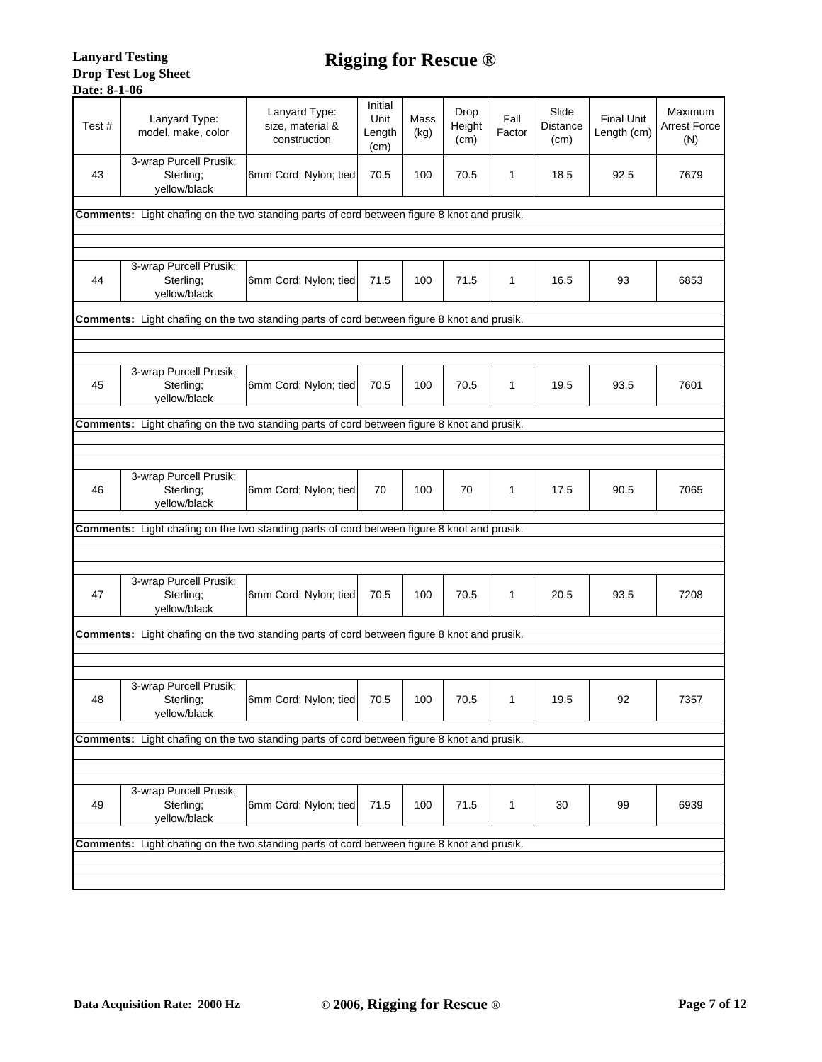**Lanyard Testing**
**Drop Test Log Sheet**
**Date: 8-1-06**

# Rigging for Rescue ®

| Test # | Lanyard Type: model, make, color | Lanyard Type: size, material & construction | Initial Unit Length (cm) | Mass (kg) | Drop Height (cm) | Fall Factor | Slide Distance (cm) | Final Unit Length (cm) | Maximum Arrest Force (N) |
|---|---|---|---|---|---|---|---|---|---|
| 43 | 3-wrap Purcell Prusik; Sterling; yellow/black | 6mm Cord; Nylon; tied | 70.5 | 100 | 70.5 | 1 | 18.5 | 92.5 | 7679 |
| **Comments:** Light chafing on the two standing parts of cord between figure 8 knot and prusik. | | | | | | | | | |
| 44 | 3-wrap Purcell Prusik; Sterling; yellow/black | 6mm Cord; Nylon; tied | 71.5 | 100 | 71.5 | 1 | 16.5 | 93 | 6853 |
| **Comments:** Light chafing on the two standing parts of cord between figure 8 knot and prusik. | | | | | | | | | |
| 45 | 3-wrap Purcell Prusik; Sterling; yellow/black | 6mm Cord; Nylon; tied | 70.5 | 100 | 70.5 | 1 | 19.5 | 93.5 | 7601 |
| **Comments:** Light chafing on the two standing parts of cord between figure 8 knot and prusik. | | | | | | | | | |
| 46 | 3-wrap Purcell Prusik; Sterling; yellow/black | 6mm Cord; Nylon; tied | 70 | 100 | 70 | 1 | 17.5 | 90.5 | 7065 |
| **Comments:** Light chafing on the two standing parts of cord between figure 8 knot and prusik. | | | | | | | | | |
| 47 | 3-wrap Purcell Prusik; Sterling; yellow/black | 6mm Cord; Nylon; tied | 70.5 | 100 | 70.5 | 1 | 20.5 | 93.5 | 7208 |
| **Comments:** Light chafing on the two standing parts of cord between figure 8 knot and prusik. | | | | | | | | | |
| 48 | 3-wrap Purcell Prusik; Sterling; yellow/black | 6mm Cord; Nylon; tied | 70.5 | 100 | 70.5 | 1 | 19.5 | 92 | 7357 |
| **Comments:** Light chafing on the two standing parts of cord between figure 8 knot and prusik. | | | | | | | | | |
| 49 | 3-wrap Purcell Prusik; Sterling; yellow/black | 6mm Cord; Nylon; tied | 71.5 | 100 | 71.5 | 1 | 30 | 99 | 6939 |
| **Comments:** Light chafing on the two standing parts of cord between figure 8 knot and prusik. | | | | | | | | | |

**Data Acquisition Rate: 2000 Hz**

© 2006, **Rigging for Rescue ®**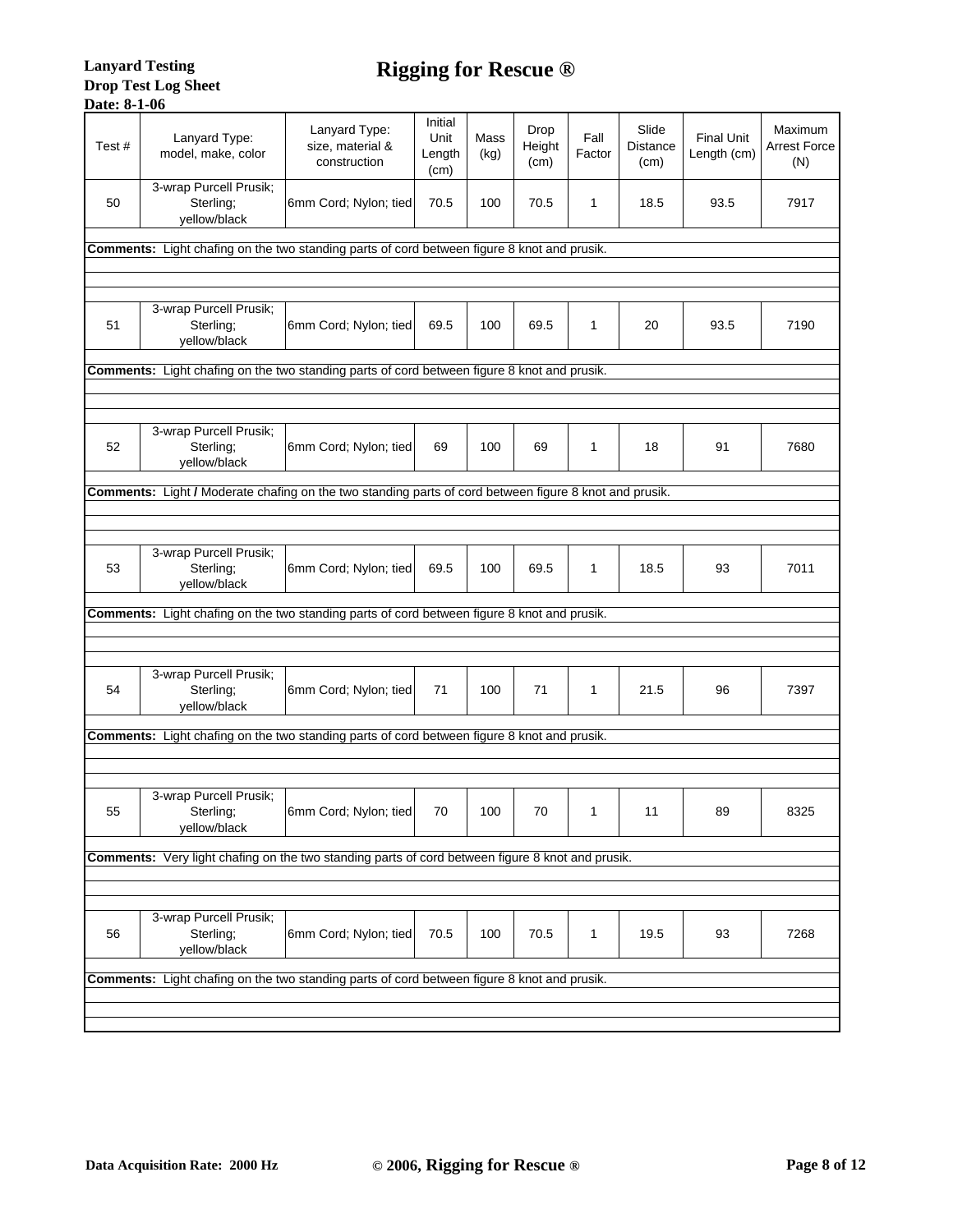**Lanyard Testing**
**Drop Test Log Sheet**
**Date: 8-1-06**

# Rigging for Rescue ®

| Test # | Lanyard Type: model, make, color | Lanyard Type: size, material & construction | Initial Unit Length (cm) | Mass (kg) | Drop Height (cm) | Fall Factor | Slide Distance (cm) | Final Unit Length (cm) | Maximum Arrest Force (N) |
|---|---|---|---|---|---|---|---|---|---|
| 50 | 3-wrap Purcell Prusik; Sterling; yellow/black | 6mm Cord; Nylon; tied | 70.5 | 100 | 70.5 | 1 | 18.5 | 93.5 | 7917 |
| **Comments:** Light chafing on the two standing parts of cord between figure 8 knot and prusik. | | | | | | | | | |
| 51 | 3-wrap Purcell Prusik; Sterling; yellow/black | 6mm Cord; Nylon; tied | 69.5 | 100 | 69.5 | 1 | 20 | 93.5 | 7190 |
| **Comments:** Light chafing on the two standing parts of cord between figure 8 knot and prusik. | | | | | | | | | |
| 52 | 3-wrap Purcell Prusik; Sterling; yellow/black | 6mm Cord; Nylon; tied | 69 | 100 | 69 | 1 | 18 | 91 | 7680 |
| **Comments:** Light / Moderate chafing on the two standing parts of cord between figure 8 knot and prusik. | | | | | | | | | |
| 53 | 3-wrap Purcell Prusik; Sterling; yellow/black | 6mm Cord; Nylon; tied | 69.5 | 100 | 69.5 | 1 | 18.5 | 93 | 7011 |
| **Comments:** Light chafing on the two standing parts of cord between figure 8 knot and prusik. | | | | | | | | | |
| 54 | 3-wrap Purcell Prusik; Sterling; yellow/black | 6mm Cord; Nylon; tied | 71 | 100 | 71 | 1 | 21.5 | 96 | 7397 |
| **Comments:** Light chafing on the two standing parts of cord between figure 8 knot and prusik. | | | | | | | | | |
| 55 | 3-wrap Purcell Prusik; Sterling; yellow/black | 6mm Cord; Nylon; tied | 70 | 100 | 70 | 1 | 11 | 89 | 8325 |
| **Comments:** Very light chafing on the two standing parts of cord between figure 8 knot and prusik. | | | | | | | | | |
| 56 | 3-wrap Purcell Prusik; Sterling; yellow/black | 6mm Cord; Nylon; tied | 70.5 | 100 | 70.5 | 1 | 19.5 | 93 | 7268 |
| **Comments:** Light chafing on the two standing parts of cord between figure 8 knot and prusik. | | | | | | | | | |

**Data Acquisition Rate: 2000 Hz**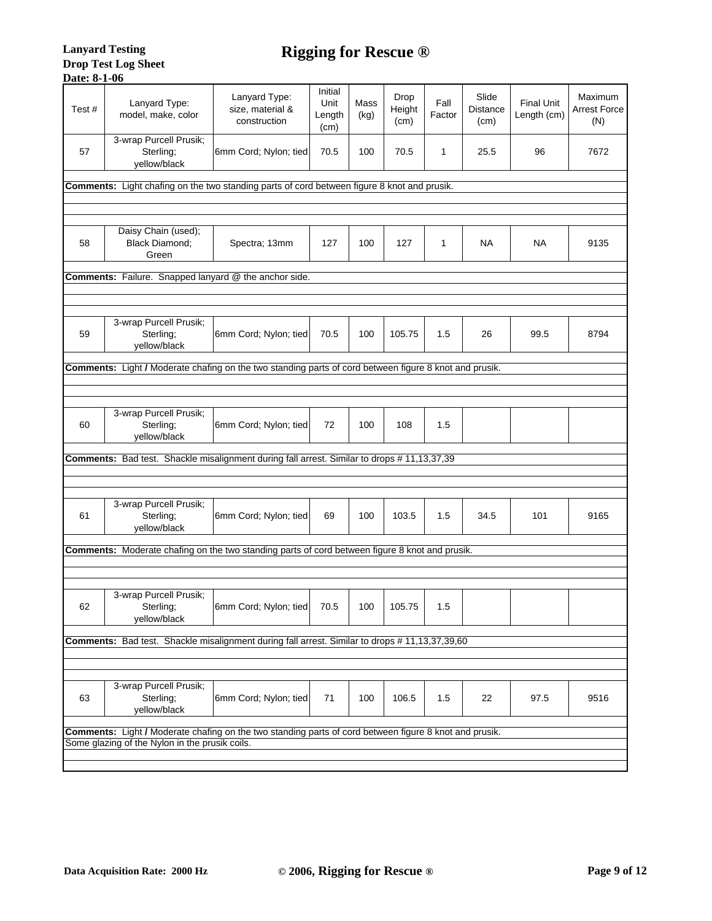**Lanyard Testing**
**Drop Test Log Sheet**
**Date: 8-1-06**

# Rigging for Rescue ®

| Test # | Lanyard Type: model, make, color | Lanyard Type: size, material & construction | Initial Unit Length (cm) | Mass (kg) | Drop Height (cm) | Fall Factor | Slide Distance (cm) | Final Unit Length (cm) | Maximum Arrest Force (N) |
|---|---|---|---|---|---|---|---|---|---|
| 57 | 3-wrap Purcell Prusik; Sterling; yellow/black | 6mm Cord; Nylon; tied | 70.5 | 100 | 70.5 | 1 | 25.5 | 96 | 7672 |
| **Comments:** Light chafing on the two standing parts of cord between figure 8 knot and prusik. | | | | | | | | | |
| 58 | Daisy Chain (used); Black Diamond; Green | Spectra; 13mm | 127 | 100 | 127 | 1 | NA | NA | 9135 |
| **Comments:** Failure. Snapped lanyard @ the anchor side. | | | | | | | | | |
| 59 | 3-wrap Purcell Prusik; Sterling; yellow/black | 6mm Cord; Nylon; tied | 70.5 | 100 | 105.75 | 1.5 | 26 | 99.5 | 8794 |
| **Comments:** Light / Moderate chafing on the two standing parts of cord between figure 8 knot and prusik. | | | | | | | | | |
| 60 | 3-wrap Purcell Prusik; Sterling; yellow/black | 6mm Cord; Nylon; tied | 72 | 100 | 108 | 1.5 | | | |
| **Comments:** Bad test. Shackle misalignment during fall arrest. Similar to drops # 11,13,37,39 | | | | | | | | | |
| 61 | 3-wrap Purcell Prusik; Sterling; yellow/black | 6mm Cord; Nylon; tied | 69 | 100 | 103.5 | 1.5 | 34.5 | 101 | 9165 |
| **Comments:** Moderate chafing on the two standing parts of cord between figure 8 knot and prusik. | | | | | | | | | |
| 62 | 3-wrap Purcell Prusik; Sterling; yellow/black | 6mm Cord; Nylon; tied | 70.5 | 100 | 105.75 | 1.5 | | | |
| **Comments:** Bad test. Shackle misalignment during fall arrest. Similar to drops # 11,13,37,39,60 | | | | | | | | | |
| 63 | 3-wrap Purcell Prusik; Sterling; yellow/black | 6mm Cord; Nylon; tied | 71 | 100 | 106.5 | 1.5 | 22 | 97.5 | 9516 |
| **Comments:** Light / Moderate chafing on the two standing parts of cord between figure 8 knot and prusik. Some glazing of the Nylon in the prusik coils. | | | | | | | | | |

**Data Acquisition Rate: 2000 Hz**

© 2006, **Rigging for Rescue ®**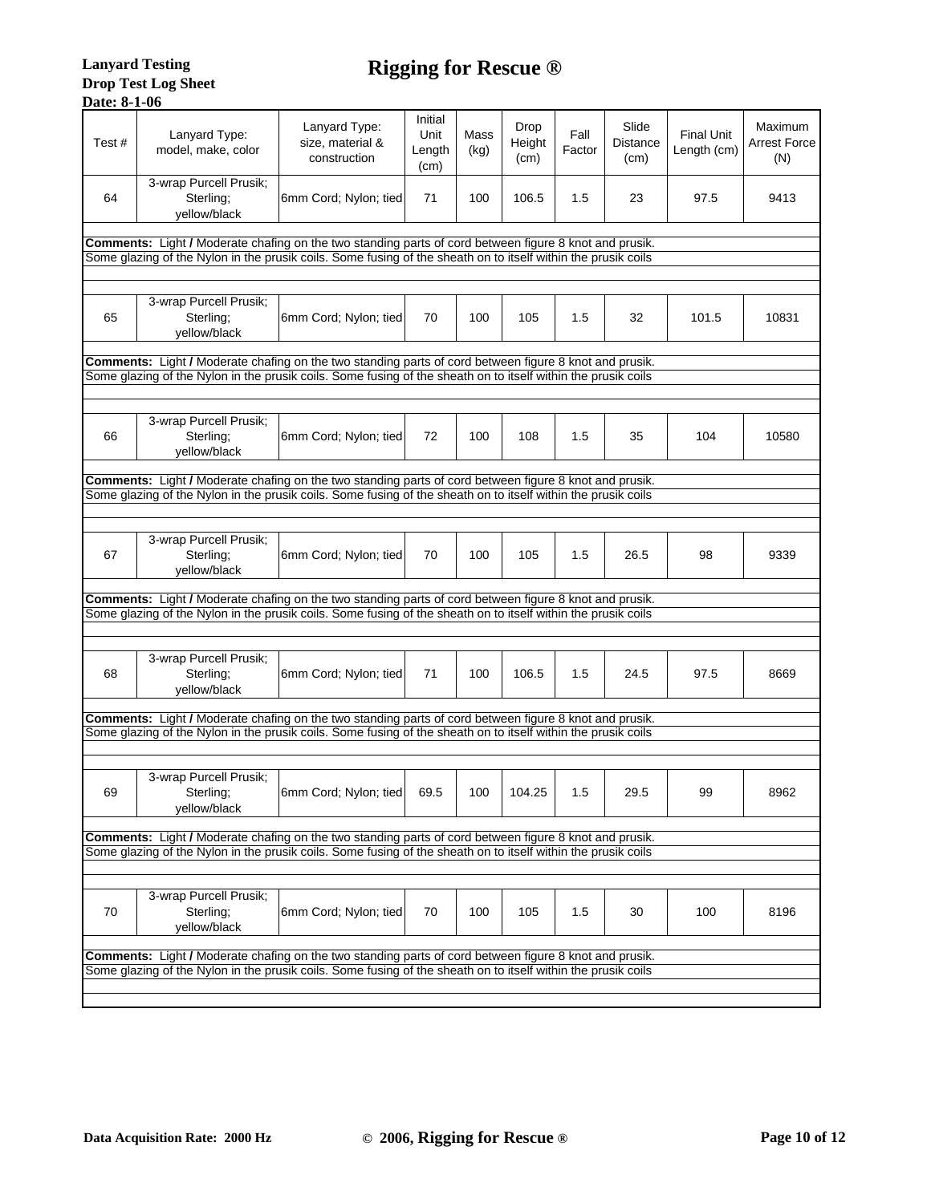**Lanyard Testing**
**Drop Test Log Sheet**
**Date: 8-1-06**

# Rigging for Rescue ®

| Test # | Lanyard Type: model, make, color | Lanyard Type: size, material & construction | Initial Unit Length (cm) | Mass (kg) | Drop Height (cm) | Fall Factor | Slide Distance (cm) | Final Unit Length (cm) | Maximum Arrest Force (N) |
|---|---|---|---|---|---|---|---|---|---|
| 64 | 3-wrap Purcell Prusik; Sterling; yellow/black | 6mm Cord; Nylon; tied | 71 | 100 | 106.5 | 1.5 | 23 | 97.5 | 9413 |
| **Comments:** Light / Moderate chafing on the two standing parts of cord between figure 8 knot and prusik. Some glazing of the Nylon in the prusik coils. Some fusing of the sheath on to itself within the prusik coils | | | | | | | | | |
| 65 | 3-wrap Purcell Prusik; Sterling; yellow/black | 6mm Cord; Nylon; tied | 70 | 100 | 105 | 1.5 | 32 | 101.5 | 10831 |
| **Comments:** Light / Moderate chafing on the two standing parts of cord between figure 8 knot and prusik. Some glazing of the Nylon in the prusik coils. Some fusing of the sheath on to itself within the prusik coils | | | | | | | | | |
| 66 | 3-wrap Purcell Prusik; Sterling; yellow/black | 6mm Cord; Nylon; tied | 72 | 100 | 108 | 1.5 | 35 | 104 | 10580 |
| **Comments:** Light / Moderate chafing on the two standing parts of cord between figure 8 knot and prusik. Some glazing of the Nylon in the prusik coils. Some fusing of the sheath on to itself within the prusik coils | | | | | | | | | |
| 67 | 3-wrap Purcell Prusik; Sterling; yellow/black | 6mm Cord; Nylon; tied | 70 | 100 | 105 | 1.5 | 26.5 | 98 | 9339 |
| **Comments:** Light / Moderate chafing on the two standing parts of cord between figure 8 knot and prusik. Some glazing of the Nylon in the prusik coils. Some fusing of the sheath on to itself within the prusik coils | | | | | | | | | |
| 68 | 3-wrap Purcell Prusik; Sterling; yellow/black | 6mm Cord; Nylon; tied | 71 | 100 | 106.5 | 1.5 | 24.5 | 97.5 | 8669 |
| **Comments:** Light / Moderate chafing on the two standing parts of cord between figure 8 knot and prusik. Some glazing of the Nylon in the prusik coils. Some fusing of the sheath on to itself within the prusik coils | | | | | | | | | |
| 69 | 3-wrap Purcell Prusik; Sterling; yellow/black | 6mm Cord; Nylon; tied | 69.5 | 100 | 104.25 | 1.5 | 29.5 | 99 | 8962 |
| **Comments:** Light / Moderate chafing on the two standing parts of cord between figure 8 knot and prusik. Some glazing of the Nylon in the prusik coils. Some fusing of the sheath on to itself within the prusik coils | | | | | | | | | |
| 70 | 3-wrap Purcell Prusik; Sterling; yellow/black | 6mm Cord; Nylon; tied | 70 | 100 | 105 | 1.5 | 30 | 100 | 8196 |
| **Comments:** Light / Moderate chafing on the two standing parts of cord between figure 8 knot and prusik. Some glazing of the Nylon in the prusik coils. Some fusing of the sheath on to itself within the prusik coils | | | | | | | | | |

**Data Acquisition Rate: 2000 Hz**

© **2006, Rigging for Rescue ®**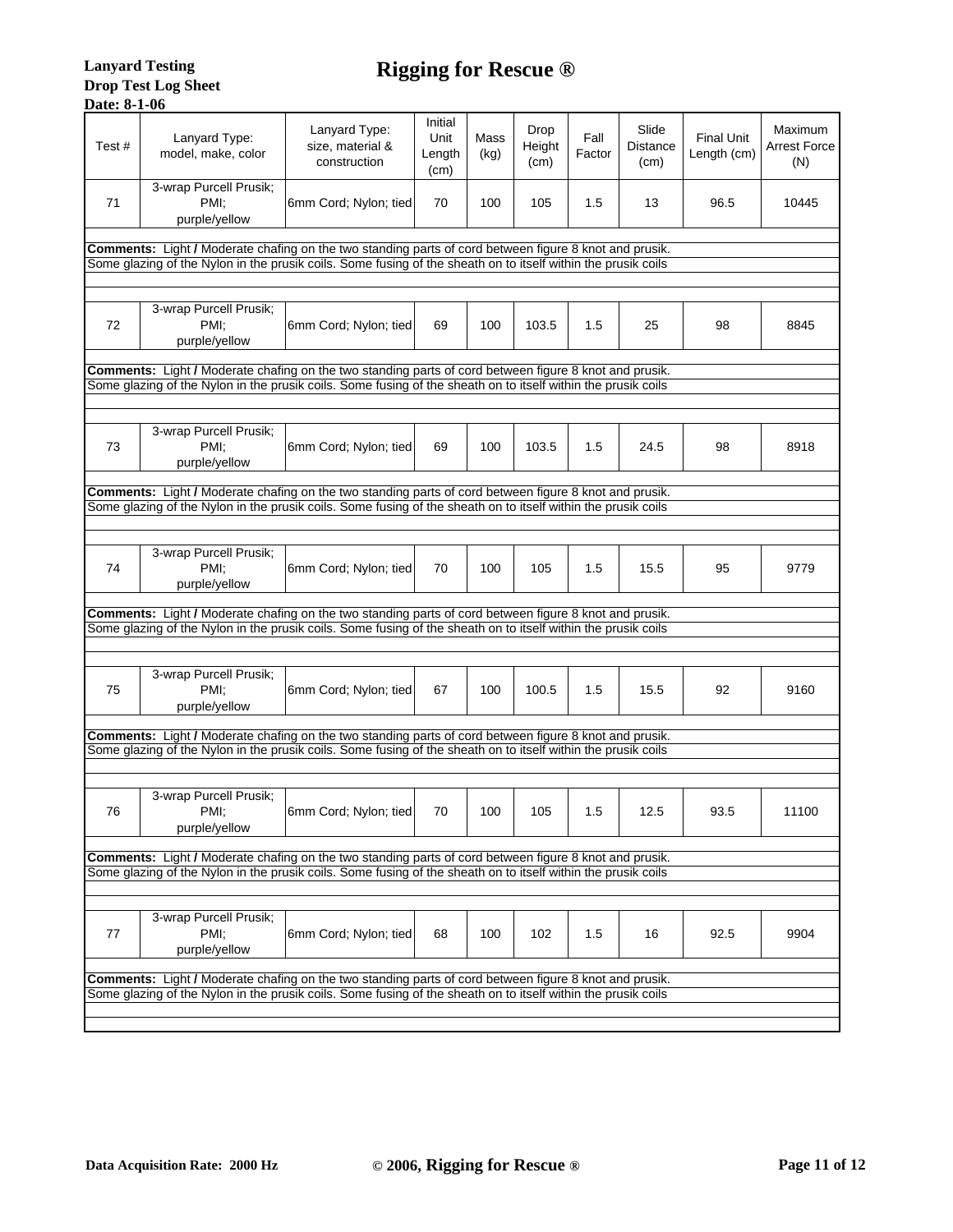**Lanyard Testing**
**Drop Test Log Sheet**
**Date: 8-1-06**

# Rigging for Rescue ®

| Test # | Lanyard Type: model, make, color | Lanyard Type: size, material & construction | Initial Unit Length (cm) | Mass (kg) | Drop Height (cm) | Fall Factor | Slide Distance (cm) | Final Unit Length (cm) | Maximum Arrest Force (N) |
|---|---|---|---|---|---|---|---|---|---|
| 71 | 3-wrap Purcell Prusik; PMI; purple/yellow | 6mm Cord; Nylon; tied | 70 | 100 | 105 | 1.5 | 13 | 96.5 | 10445 |
| **Comments:** Light / Moderate chafing on the two standing parts of cord between figure 8 knot and prusik. Some glazing of the Nylon in the prusik coils. Some fusing of the sheath on to itself within the prusik coils | | | | | | | | | |
| 72 | 3-wrap Purcell Prusik; PMI; purple/yellow | 6mm Cord; Nylon; tied | 69 | 100 | 103.5 | 1.5 | 25 | 98 | 8845 |
| **Comments:** Light / Moderate chafing on the two standing parts of cord between figure 8 knot and prusik. Some glazing of the Nylon in the prusik coils. Some fusing of the sheath on to itself within the prusik coils | | | | | | | | | |
| 73 | 3-wrap Purcell Prusik; PMI; purple/yellow | 6mm Cord; Nylon; tied | 69 | 100 | 103.5 | 1.5 | 24.5 | 98 | 8918 |
| **Comments:** Light / Moderate chafing on the two standing parts of cord between figure 8 knot and prusik. Some glazing of the Nylon in the prusik coils. Some fusing of the sheath on to itself within the prusik coils | | | | | | | | | |
| 74 | 3-wrap Purcell Prusik; PMI; purple/yellow | 6mm Cord; Nylon; tied | 70 | 100 | 105 | 1.5 | 15.5 | 95 | 9779 |
| **Comments:** Light / Moderate chafing on the two standing parts of cord between figure 8 knot and prusik. Some glazing of the Nylon in the prusik coils. Some fusing of the sheath on to itself within the prusik coils | | | | | | | | | |
| 75 | 3-wrap Purcell Prusik; PMI; purple/yellow | 6mm Cord; Nylon; tied | 67 | 100 | 100.5 | 1.5 | 15.5 | 92 | 9160 |
| **Comments:** Light / Moderate chafing on the two standing parts of cord between figure 8 knot and prusik. Some glazing of the Nylon in the prusik coils. Some fusing of the sheath on to itself within the prusik coils | | | | | | | | | |
| 76 | 3-wrap Purcell Prusik; PMI; purple/yellow | 6mm Cord; Nylon; tied | 70 | 100 | 105 | 1.5 | 12.5 | 93.5 | 11100 |
| **Comments:** Light / Moderate chafing on the two standing parts of cord between figure 8 knot and prusik. Some glazing of the Nylon in the prusik coils. Some fusing of the sheath on to itself within the prusik coils | | | | | | | | | |
| 77 | 3-wrap Purcell Prusik; PMI; purple/yellow | 6mm Cord; Nylon; tied | 68 | 100 | 102 | 1.5 | 16 | 92.5 | 9904 |
| **Comments:** Light / Moderate chafing on the two standing parts of cord between figure 8 knot and prusik. Some glazing of the Nylon in the prusik coils. Some fusing of the sheath on to itself within the prusik coils | | | | | | | | | |

**Data Acquisition Rate: 2000 Hz**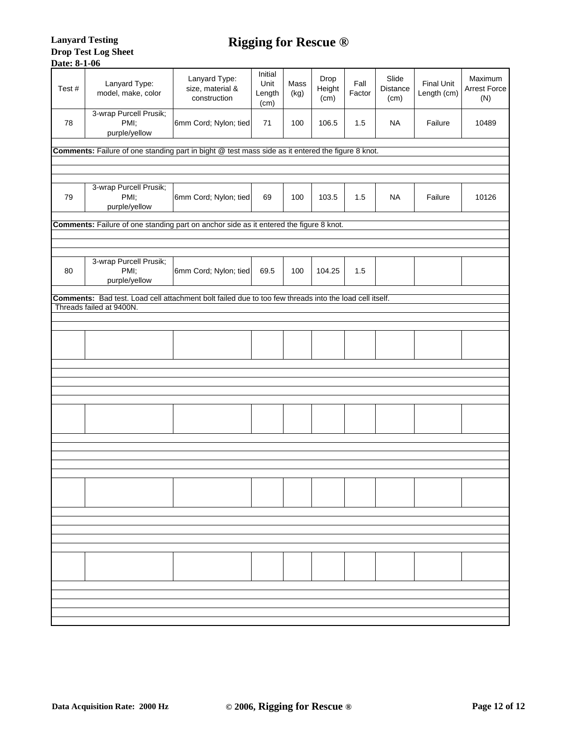**Lanyard Testing**
**Drop Test Log Sheet**
**Date: 8-1-06**

# Rigging for Rescue ®

| Test # | Lanyard Type: model, make, color | Lanyard Type: size, material & construction | Initial Unit Length (cm) | Mass (kg) | Drop Height (cm) | Fall Factor | Slide Distance (cm) | Final Unit Length (cm) | Maximum Arrest Force (N) |
|---|---|---|---|---|---|---|---|---|---|
| 78 | 3-wrap Purcell Prusik; PMI; purple/yellow | 6mm Cord; Nylon; tied | 71 | 100 | 106.5 | 1.5 | NA | Failure | 10489 |
| **Comments:** Failure of one standing part in bight @ test mass side as it entered the figure 8 knot. | | | | | | | | | |
| 79 | 3-wrap Purcell Prusik; PMI; purple/yellow | 6mm Cord; Nylon; tied | 69 | 100 | 103.5 | 1.5 | NA | Failure | 10126 |
| **Comments:** Failure of one standing part on anchor side as it entered the figure 8 knot. | | | | | | | | | |
| 80 | 3-wrap Purcell Prusik; PMI; purple/yellow | 6mm Cord; Nylon; tied | 69.5 | 100 | 104.25 | 1.5 | | | |
| **Comments:** Bad test. Load cell attachment bolt failed due to too few threads into the load cell itself. Threads failed at 9400N. | | | | | | | | | |

**Data Acquisition Rate: 2000 Hz**

© 2006, **Rigging for Rescue ®**